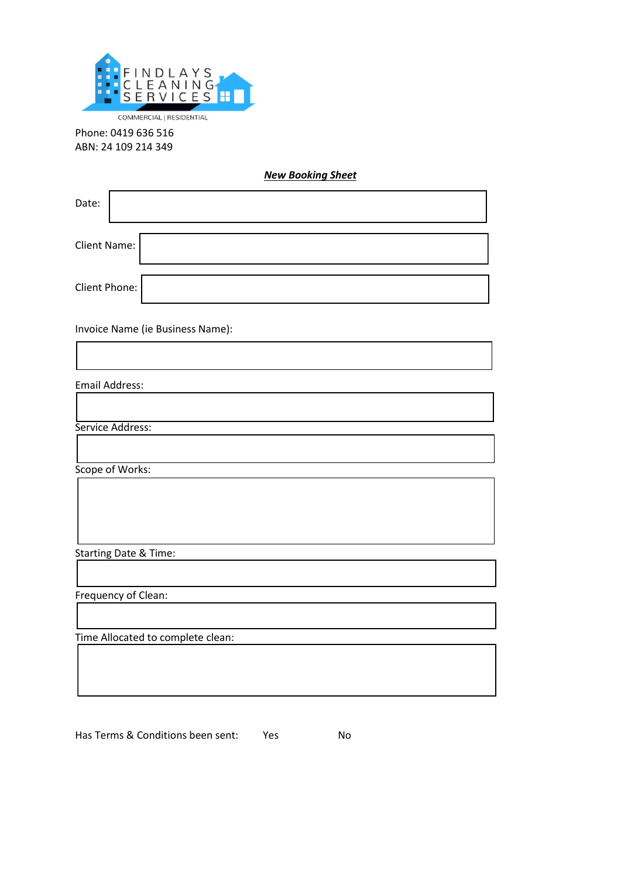FINDLAYS CLEANING SERVICES

COMMERCIAL | RESIDENTIAL

Phone: 0419 636 516
ABN: 24 109 214 349

***New Booking Sheet***

Date:

Client Name:

Client Phone:

Invoice Name (ie Business Name):

Email Address:

Service Address:

Scope of Works:

Starting Date & Time:

Frequency of Clean:

Time Allocated to complete clean:

Has Terms & Conditions been sent: Yes No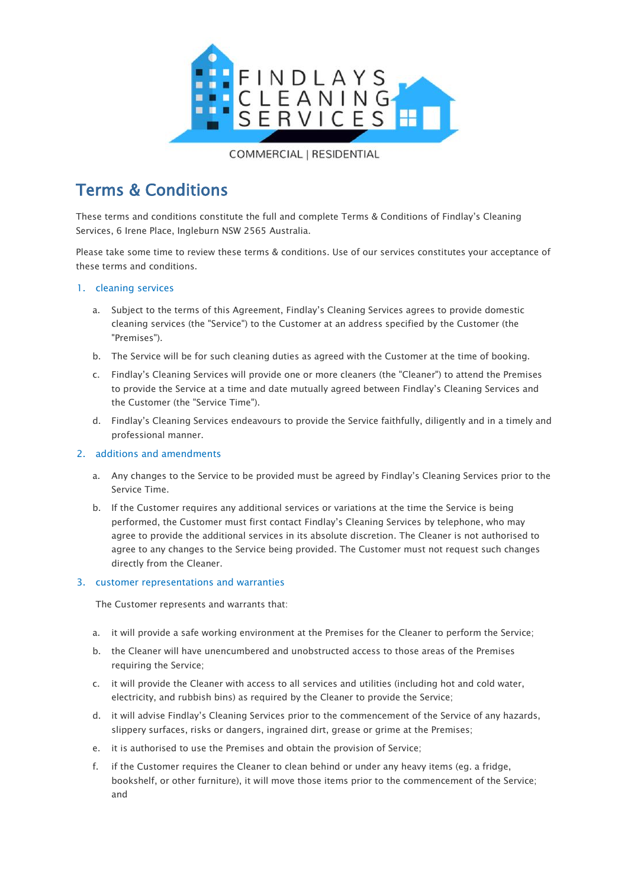FINDLAYS CLEANING SERVICES

COMMERCIAL | RESIDENTIAL

# Terms & Conditions

These terms and conditions constitute the full and complete Terms & Conditions of Findlay's Cleaning Services, 6 Irene Place, Ingleburn NSW 2565 Australia.

Please take some time to review these terms & conditions. Use of our services constitutes your acceptance of these terms and conditions.

## 1. cleaning services

a. Subject to the terms of this Agreement, Findlay's Cleaning Services agrees to provide domestic cleaning services (the "Service") to the Customer at an address specified by the Customer (the "Premises").

b. The Service will be for such cleaning duties as agreed with the Customer at the time of booking.

c. Findlay's Cleaning Services will provide one or more cleaners (the "Cleaner") to attend the Premises to provide the Service at a time and date mutually agreed between Findlay's Cleaning Services and the Customer (the "Service Time").

d. Findlay's Cleaning Services endeavours to provide the Service faithfully, diligently and in a timely and professional manner.

## 2. additions and amendments

a. Any changes to the Service to be provided must be agreed by Findlay's Cleaning Services prior to the Service Time.

b. If the Customer requires any additional services or variations at the time the Service is being performed, the Customer must first contact Findlay's Cleaning Services by telephone, who may agree to provide the additional services in its absolute discretion. The Cleaner is not authorised to agree to any changes to the Service being provided. The Customer must not request such changes directly from the Cleaner.

## 3. customer representations and warranties

The Customer represents and warrants that:

a. it will provide a safe working environment at the Premises for the Cleaner to perform the Service;

b. the Cleaner will have unencumbered and unobstructed access to those areas of the Premises requiring the Service;

c. it will provide the Cleaner with access to all services and utilities (including hot and cold water, electricity, and rubbish bins) as required by the Cleaner to provide the Service;

d. it will advise Findlay's Cleaning Services prior to the commencement of the Service of any hazards, slippery surfaces, risks or dangers, ingrained dirt, grease or grime at the Premises;

e. it is authorised to use the Premises and obtain the provision of Service;

f. if the Customer requires the Cleaner to clean behind or under any heavy items (eg. a fridge, bookshelf, or other furniture), it will move those items prior to the commencement of the Service; and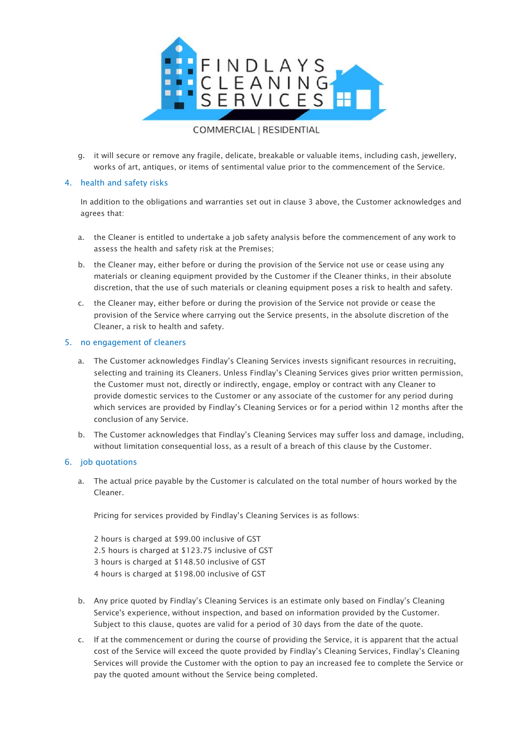g. it will secure or remove any fragile, delicate, breakable or valuable items, including cash, jewellery, works of art, antiques, or items of sentimental value prior to the commencement of the Service.

## 4. health and safety risks

In addition to the obligations and warranties set out in clause 3 above, the Customer acknowledges and agrees that:

a. the Cleaner is entitled to undertake a job safety analysis before the commencement of any work to assess the health and safety risk at the Premises;

b. the Cleaner may, either before or during the provision of the Service not use or cease using any materials or cleaning equipment provided by the Customer if the Cleaner thinks, in their absolute discretion, that the use of such materials or cleaning equipment poses a risk to health and safety.

c. the Cleaner may, either before or during the provision of the Service not provide or cease the provision of the Service where carrying out the Service presents, in the absolute discretion of the Cleaner, a risk to health and safety.

## 5. no engagement of cleaners

a. The Customer acknowledges Findlay's Cleaning Services invests significant resources in recruiting, selecting and training its Cleaners. Unless Findlay's Cleaning Services gives prior written permission, the Customer must not, directly or indirectly, engage, employ or contract with any Cleaner to provide domestic services to the Customer or any associate of the customer for any period during which services are provided by Findlay's Cleaning Services or for a period within 12 months after the conclusion of any Service.

b. The Customer acknowledges that Findlay's Cleaning Services may suffer loss and damage, including, without limitation consequential loss, as a result of a breach of this clause by the Customer.

## 6. job quotations

a. The actual price payable by the Customer is calculated on the total number of hours worked by the Cleaner.

Pricing for services provided by Findlay's Cleaning Services is as follows:

2 hours is charged at $99.00 inclusive of GST
2.5 hours is charged at $123.75 inclusive of GST
3 hours is charged at $148.50 inclusive of GST
4 hours is charged at $198.00 inclusive of GST

b. Any price quoted by Findlay's Cleaning Services is an estimate only based on Findlay's Cleaning Service's experience, without inspection, and based on information provided by the Customer. Subject to this clause, quotes are valid for a period of 30 days from the date of the quote.

c. If at the commencement or during the course of providing the Service, it is apparent that the actual cost of the Service will exceed the quote provided by Findlay's Cleaning Services, Findlay's Cleaning Services will provide the Customer with the option to pay an increased fee to complete the Service or pay the quoted amount without the Service being completed.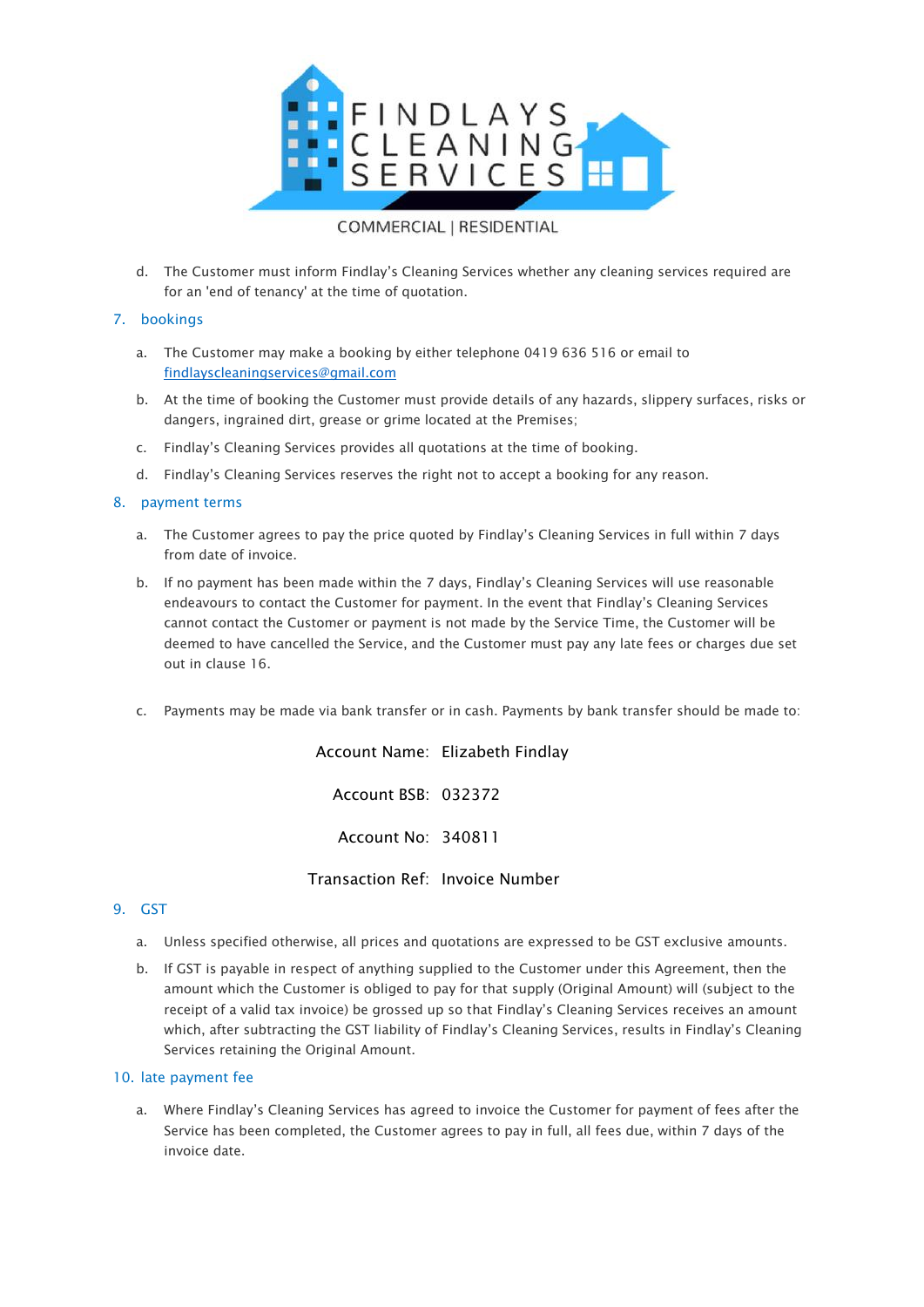d. The Customer must inform Findlay's Cleaning Services whether any cleaning services required are for an 'end of tenancy' at the time of quotation.

## 7. bookings

a. The Customer may make a booking by either telephone 0419 636 516 or email to findlayscleaningservices@gmail.com

b. At the time of booking the Customer must provide details of any hazards, slippery surfaces, risks or dangers, ingrained dirt, grease or grime located at the Premises;

c. Findlay's Cleaning Services provides all quotations at the time of booking.

d. Findlay's Cleaning Services reserves the right not to accept a booking for any reason.

## 8. payment terms

a. The Customer agrees to pay the price quoted by Findlay's Cleaning Services in full within 7 days from date of invoice.

b. If no payment has been made within the 7 days, Findlay's Cleaning Services will use reasonable endeavours to contact the Customer for payment. In the event that Findlay's Cleaning Services cannot contact the Customer or payment is not made by the Service Time, the Customer will be deemed to have cancelled the Service, and the Customer must pay any late fees or charges due set out in clause 16.

c. Payments may be made via bank transfer or in cash. Payments by bank transfer should be made to:

Account Name: Elizabeth Findlay

Account BSB: 032372

Account No: 340811

Transaction Ref: Invoice Number

## 9. GST

a. Unless specified otherwise, all prices and quotations are expressed to be GST exclusive amounts.

b. If GST is payable in respect of anything supplied to the Customer under this Agreement, then the amount which the Customer is obliged to pay for that supply (Original Amount) will (subject to the receipt of a valid tax invoice) be grossed up so that Findlay's Cleaning Services receives an amount which, after subtracting the GST liability of Findlay's Cleaning Services, results in Findlay's Cleaning Services retaining the Original Amount.

## 10. late payment fee

a. Where Findlay's Cleaning Services has agreed to invoice the Customer for payment of fees after the Service has been completed, the Customer agrees to pay in full, all fees due, within 7 days of the invoice date.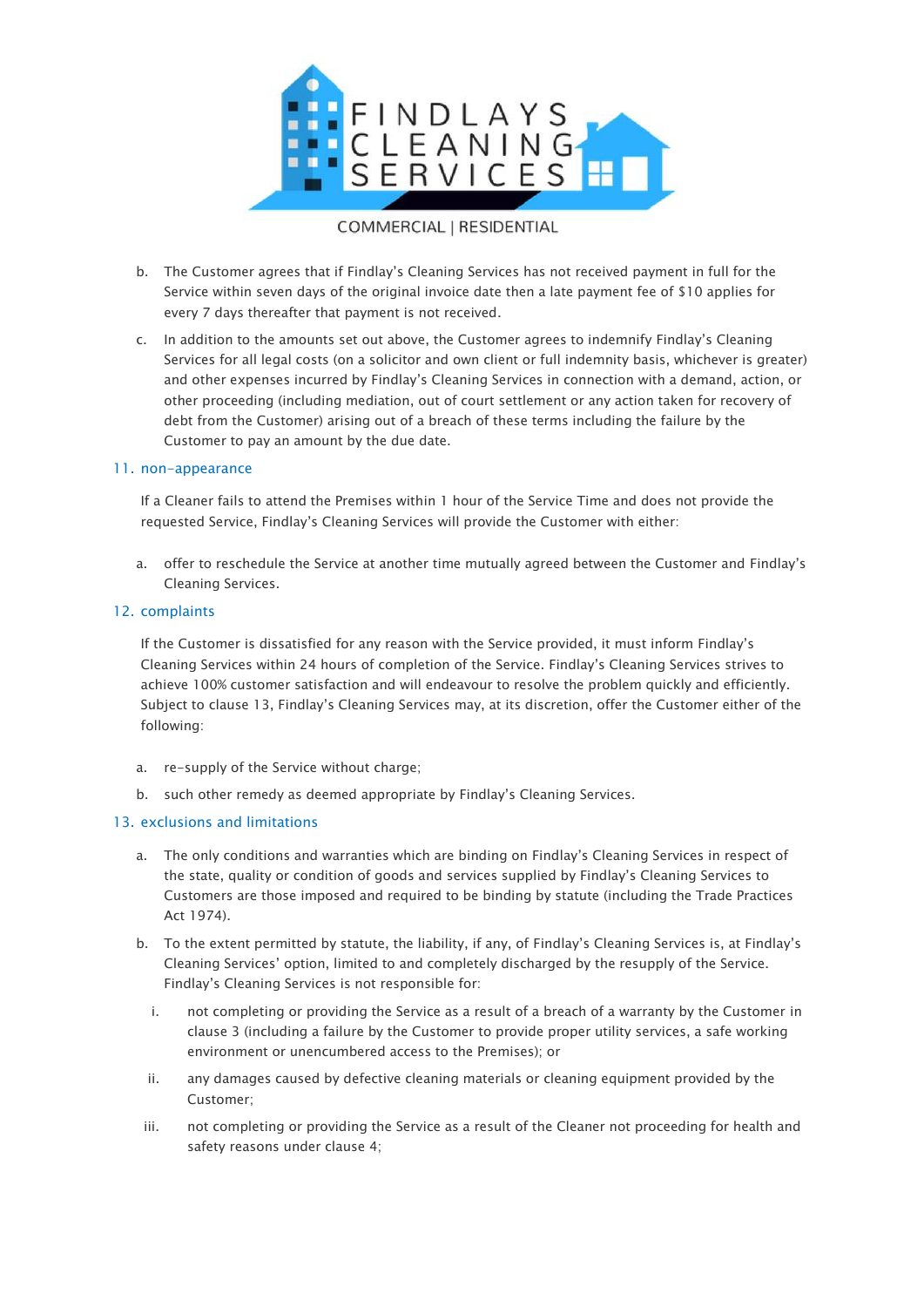b. The Customer agrees that if Findlay's Cleaning Services has not received payment in full for the Service within seven days of the original invoice date then a late payment fee of $10 applies for every 7 days thereafter that payment is not received.

c. In addition to the amounts set out above, the Customer agrees to indemnify Findlay's Cleaning Services for all legal costs (on a solicitor and own client or full indemnity basis, whichever is greater) and other expenses incurred by Findlay's Cleaning Services in connection with a demand, action, or other proceeding (including mediation, out of court settlement or any action taken for recovery of debt from the Customer) arising out of a breach of these terms including the failure by the Customer to pay an amount by the due date.

## 11. non-appearance

If a Cleaner fails to attend the Premises within 1 hour of the Service Time and does not provide the requested Service, Findlay's Cleaning Services will provide the Customer with either:

a. offer to reschedule the Service at another time mutually agreed between the Customer and Findlay's Cleaning Services.

## 12. complaints

If the Customer is dissatisfied for any reason with the Service provided, it must inform Findlay's Cleaning Services within 24 hours of completion of the Service. Findlay's Cleaning Services strives to achieve 100% customer satisfaction and will endeavour to resolve the problem quickly and efficiently. Subject to clause 13, Findlay's Cleaning Services may, at its discretion, offer the Customer either of the following:

a. re-supply of the Service without charge;

b. such other remedy as deemed appropriate by Findlay's Cleaning Services.

## 13. exclusions and limitations

a. The only conditions and warranties which are binding on Findlay's Cleaning Services in respect of the state, quality or condition of goods and services supplied by Findlay's Cleaning Services to Customers are those imposed and required to be binding by statute (including the Trade Practices Act 1974).

b. To the extent permitted by statute, the liability, if any, of Findlay's Cleaning Services is, at Findlay's Cleaning Services' option, limited to and completely discharged by the resupply of the Service. Findlay's Cleaning Services is not responsible for:

   i. not completing or providing the Service as a result of a breach of a warranty by the Customer in clause 3 (including a failure by the Customer to provide proper utility services, a safe working environment or unencumbered access to the Premises); or

   ii. any damages caused by defective cleaning materials or cleaning equipment provided by the Customer;

   iii. not completing or providing the Service as a result of the Cleaner not proceeding for health and safety reasons under clause 4;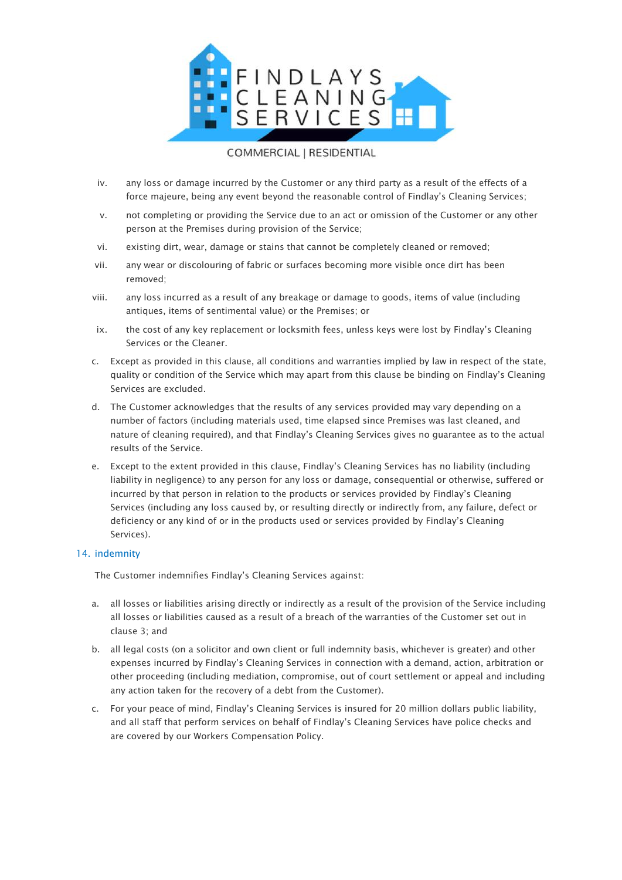iv. any loss or damage incurred by the Customer or any third party as a result of the effects of a force majeure, being any event beyond the reasonable control of Findlay's Cleaning Services;

v. not completing or providing the Service due to an act or omission of the Customer or any other person at the Premises during provision of the Service;

vi. existing dirt, wear, damage or stains that cannot be completely cleaned or removed;

vii. any wear or discolouring of fabric or surfaces becoming more visible once dirt has been removed;

viii. any loss incurred as a result of any breakage or damage to goods, items of value (including antiques, items of sentimental value) or the Premises; or

ix. the cost of any key replacement or locksmith fees, unless keys were lost by Findlay's Cleaning Services or the Cleaner.

c. Except as provided in this clause, all conditions and warranties implied by law in respect of the state, quality or condition of the Service which may apart from this clause be binding on Findlay's Cleaning Services are excluded.

d. The Customer acknowledges that the results of any services provided may vary depending on a number of factors (including materials used, time elapsed since Premises was last cleaned, and nature of cleaning required), and that Findlay's Cleaning Services gives no guarantee as to the actual results of the Service.

e. Except to the extent provided in this clause, Findlay's Cleaning Services has no liability (including liability in negligence) to any person for any loss or damage, consequential or otherwise, suffered or incurred by that person in relation to the products or services provided by Findlay's Cleaning Services (including any loss caused by, or resulting directly or indirectly from, any failure, defect or deficiency or any kind of or in the products used or services provided by Findlay's Cleaning Services).

## 14. indemnity

The Customer indemnifies Findlay's Cleaning Services against:

a. all losses or liabilities arising directly or indirectly as a result of the provision of the Service including all losses or liabilities caused as a result of a breach of the warranties of the Customer set out in clause 3; and

b. all legal costs (on a solicitor and own client or full indemnity basis, whichever is greater) and other expenses incurred by Findlay's Cleaning Services in connection with a demand, action, arbitration or other proceeding (including mediation, compromise, out of court settlement or appeal and including any action taken for the recovery of a debt from the Customer).

c. For your peace of mind, Findlay's Cleaning Services is insured for 20 million dollars public liability, and all staff that perform services on behalf of Findlay's Cleaning Services have police checks and are covered by our Workers Compensation Policy.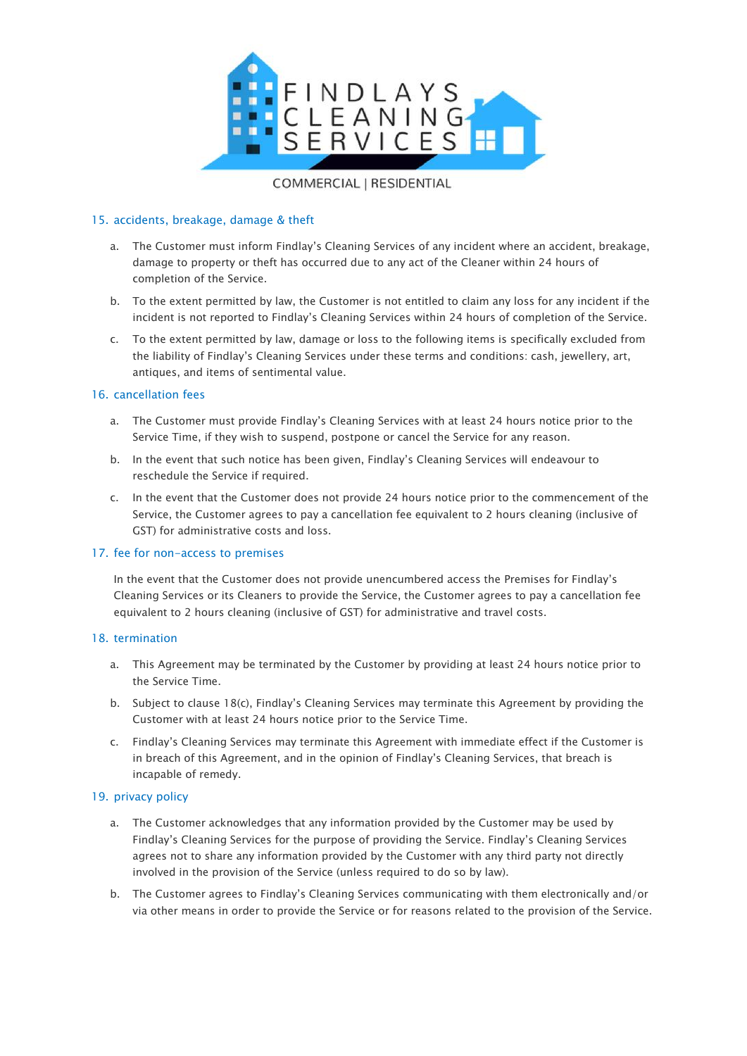## 15. accidents, breakage, damage & theft

a. The Customer must inform Findlay's Cleaning Services of any incident where an accident, breakage, damage to property or theft has occurred due to any act of the Cleaner within 24 hours of completion of the Service.

b. To the extent permitted by law, the Customer is not entitled to claim any loss for any incident if the incident is not reported to Findlay's Cleaning Services within 24 hours of completion of the Service.

c. To the extent permitted by law, damage or loss to the following items is specifically excluded from the liability of Findlay's Cleaning Services under these terms and conditions: cash, jewellery, art, antiques, and items of sentimental value.

## 16. cancellation fees

a. The Customer must provide Findlay's Cleaning Services with at least 24 hours notice prior to the Service Time, if they wish to suspend, postpone or cancel the Service for any reason.

b. In the event that such notice has been given, Findlay's Cleaning Services will endeavour to reschedule the Service if required.

c. In the event that the Customer does not provide 24 hours notice prior to the commencement of the Service, the Customer agrees to pay a cancellation fee equivalent to 2 hours cleaning (inclusive of GST) for administrative costs and loss.

## 17. fee for non-access to premises

In the event that the Customer does not provide unencumbered access the Premises for Findlay's Cleaning Services or its Cleaners to provide the Service, the Customer agrees to pay a cancellation fee equivalent to 2 hours cleaning (inclusive of GST) for administrative and travel costs.

## 18. termination

a. This Agreement may be terminated by the Customer by providing at least 24 hours notice prior to the Service Time.

b. Subject to clause 18(c), Findlay's Cleaning Services may terminate this Agreement by providing the Customer with at least 24 hours notice prior to the Service Time.

c. Findlay's Cleaning Services may terminate this Agreement with immediate effect if the Customer is in breach of this Agreement, and in the opinion of Findlay's Cleaning Services, that breach is incapable of remedy.

## 19. privacy policy

a. The Customer acknowledges that any information provided by the Customer may be used by Findlay's Cleaning Services for the purpose of providing the Service. Findlay's Cleaning Services agrees not to share any information provided by the Customer with any third party not directly involved in the provision of the Service (unless required to do so by law).

b. The Customer agrees to Findlay's Cleaning Services communicating with them electronically and/or via other means in order to provide the Service or for reasons related to the provision of the Service.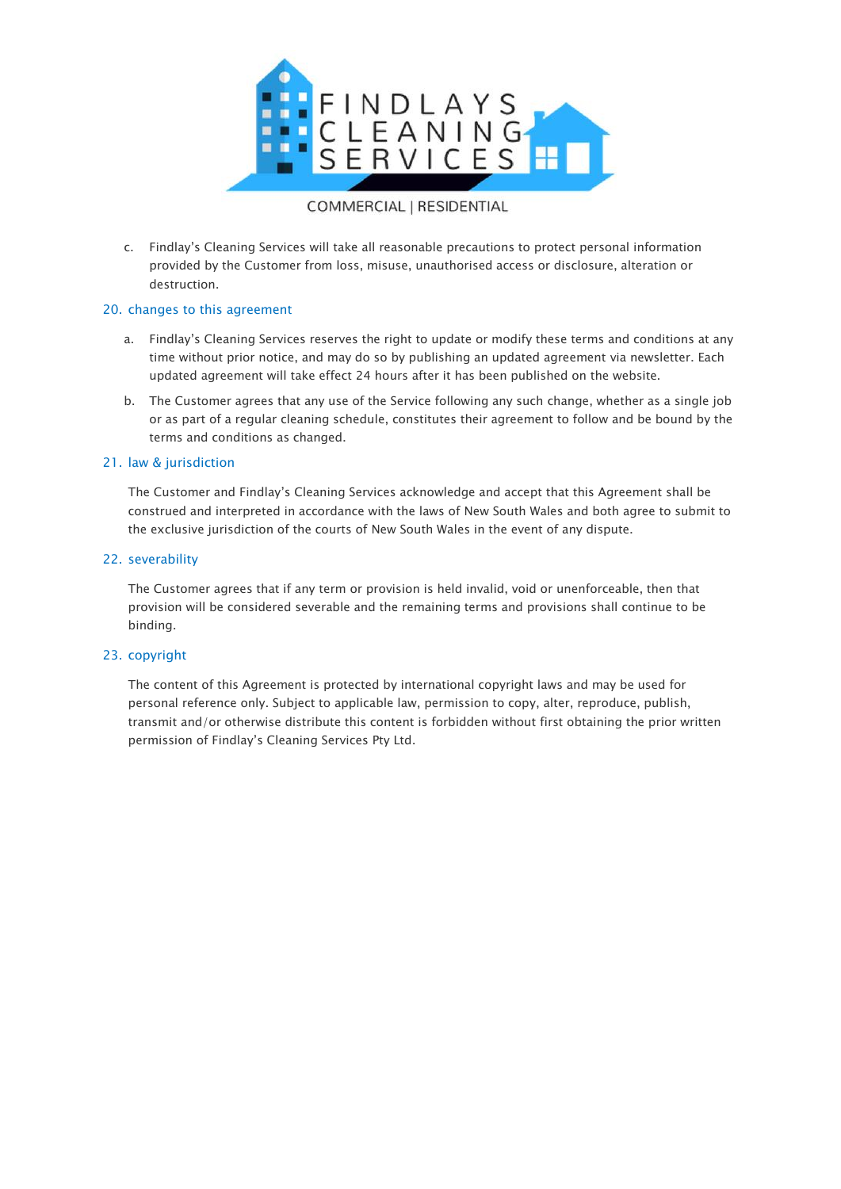c. Findlay's Cleaning Services will take all reasonable precautions to protect personal information provided by the Customer from loss, misuse, unauthorised access or disclosure, alteration or destruction.

## 20. changes to this agreement

a. Findlay's Cleaning Services reserves the right to update or modify these terms and conditions at any time without prior notice, and may do so by publishing an updated agreement via newsletter. Each updated agreement will take effect 24 hours after it has been published on the website.

b. The Customer agrees that any use of the Service following any such change, whether as a single job or as part of a regular cleaning schedule, constitutes their agreement to follow and be bound by the terms and conditions as changed.

## 21. law & jurisdiction

The Customer and Findlay's Cleaning Services acknowledge and accept that this Agreement shall be construed and interpreted in accordance with the laws of New South Wales and both agree to submit to the exclusive jurisdiction of the courts of New South Wales in the event of any dispute.

## 22. severability

The Customer agrees that if any term or provision is held invalid, void or unenforceable, then that provision will be considered severable and the remaining terms and provisions shall continue to be binding.

## 23. copyright

The content of this Agreement is protected by international copyright laws and may be used for personal reference only. Subject to applicable law, permission to copy, alter, reproduce, publish, transmit and/or otherwise distribute this content is forbidden without first obtaining the prior written permission of Findlay's Cleaning Services Pty Ltd.